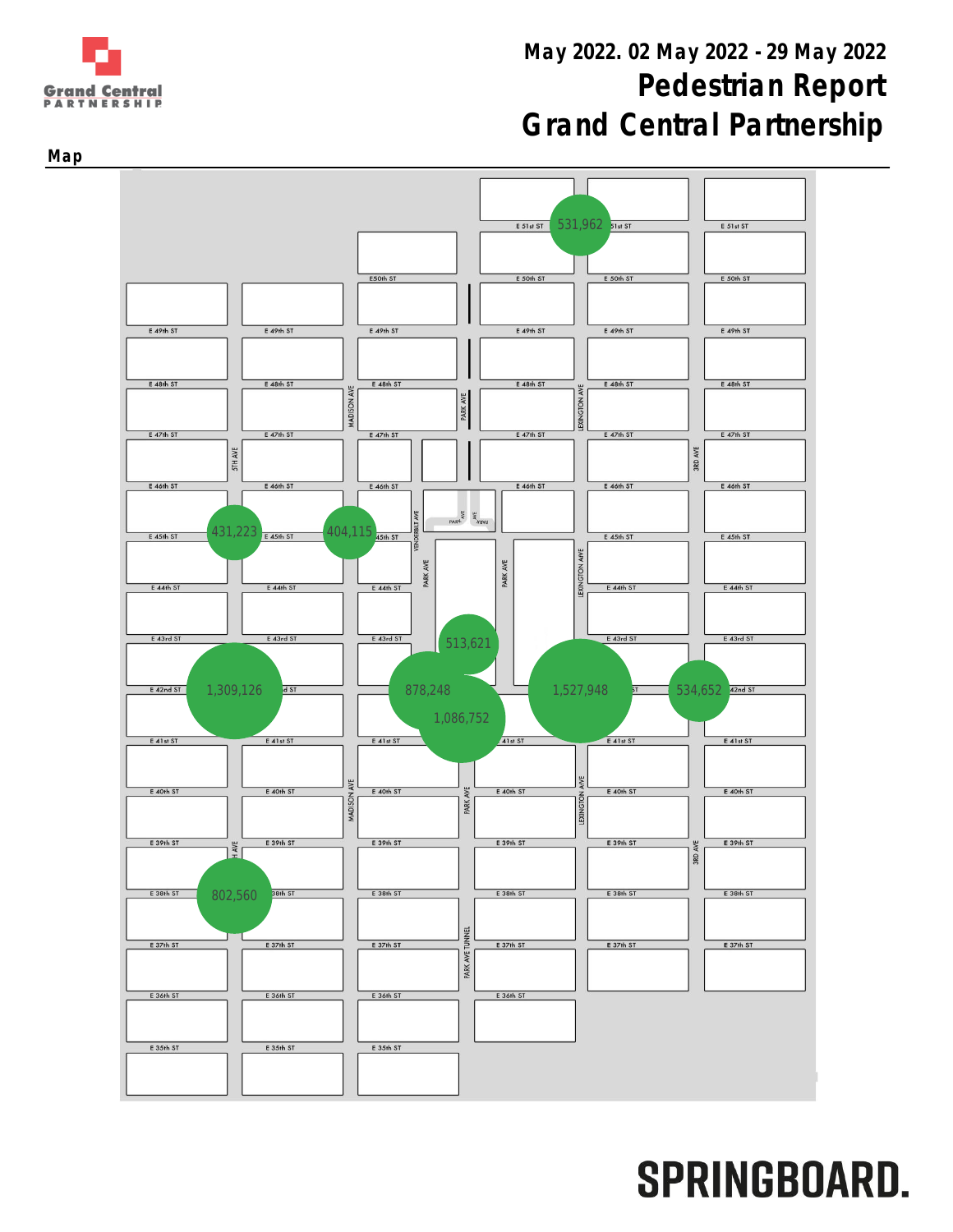Grand Central PARTNERSHIP

# May 2022. 02 May 2022 - 29 May 2022

# Pedestrian Report

# Grand Central Partnership

## Map

531,962

431,223

404,115

513,621

1,309,126

878,248

1,086,752

1,527,948

534,652

802,560

SPRINGBOARD.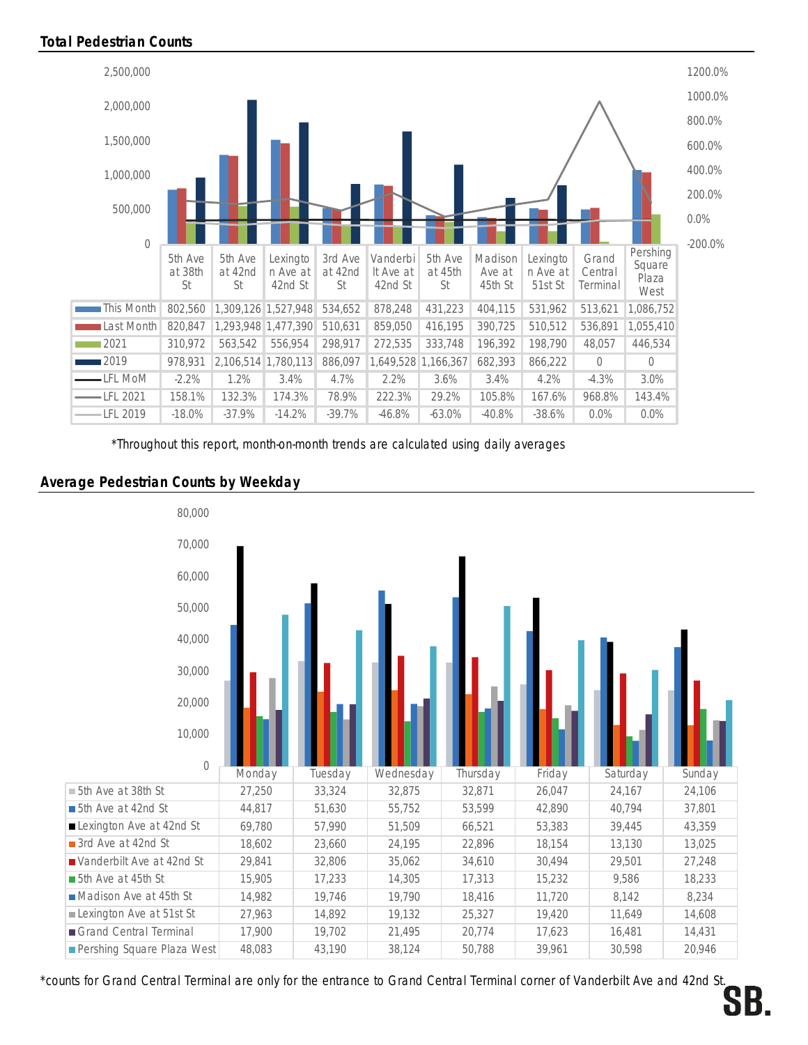## Total Pedestrian Counts

| | 5th Ave at 38th St | 5th Ave at 42nd St | Lexington Ave at 42nd St | 3rd Ave at 42nd St | Vanderbilt Ave at 42nd St | 5th Ave at 45th St | Madison Ave at 45th St | Lexington Ave at 51st St | Grand Central Terminal | Pershing Square Plaza West |
|---|---|---|---|---|---|---|---|---|---|---|
| This Month | 802,560 | 1,309,126 | 1,527,948 | 534,652 | 878,248 | 431,223 | 404,115 | 531,962 | 513,621 | 1,086,752 |
| Last Month | 820,847 | 1,293,948 | 1,477,390 | 510,631 | 859,050 | 416,195 | 390,725 | 510,512 | 536,891 | 1,055,410 |
| 2021 | 310,972 | 563,542 | 556,954 | 298,917 | 272,535 | 333,748 | 196,392 | 198,790 | 48,057 | 446,534 |
| 2019 | 978,931 | 2,106,514 | 1,780,113 | 886,097 | 1,649,528 | 1,166,367 | 682,393 | 866,222 | 0 | 0 |
| LFL MoM | -2.2% | 1.2% | 3.4% | 4.7% | 2.2% | 3.6% | 3.4% | 4.2% | -4.3% | 3.0% |
| LFL 2021 | 158.1% | 132.3% | 174.3% | 78.9% | 222.3% | 29.2% | 105.8% | 167.6% | 968.8% | 143.4% |
| LFL 2019 | -18.0% | -37.9% | -14.2% | -39.7% | -46.8% | -63.0% | -40.8% | -38.6% | 0.0% | 0.0% |

*Throughout this report, month-on-month trends are calculated using daily averages

## Average Pedestrian Counts by Weekday

| | Monday | Tuesday | Wednesday | Thursday | Friday | Saturday | Sunday |
|---|---|---|---|---|---|---|---|
| 5th Ave at 38th St | 27,250 | 33,324 | 32,875 | 32,871 | 26,047 | 24,167 | 24,106 |
| 5th Ave at 42nd St | 44,817 | 51,630 | 55,752 | 53,599 | 42,890 | 40,794 | 37,801 |
| Lexington Ave at 42nd St | 69,780 | 57,990 | 51,509 | 66,521 | 53,383 | 39,445 | 43,359 |
| 3rd Ave at 42nd St | 18,602 | 23,660 | 24,195 | 22,896 | 18,154 | 13,130 | 13,025 |
| Vanderbilt Ave at 42nd St | 29,841 | 32,806 | 35,062 | 34,610 | 30,494 | 29,501 | 27,248 |
| 5th Ave at 45th St | 15,905 | 17,233 | 14,305 | 17,313 | 15,232 | 9,586 | 18,233 |
| Madison Ave at 45th St | 14,982 | 19,746 | 19,790 | 18,416 | 11,720 | 8,142 | 8,234 |
| Lexington Ave at 51st St | 27,963 | 14,892 | 19,132 | 25,327 | 19,420 | 11,649 | 14,608 |
| Grand Central Terminal | 17,900 | 19,702 | 21,495 | 20,774 | 17,623 | 16,481 | 14,431 |
| Pershing Square Plaza West | 48,083 | 43,190 | 38,124 | 50,788 | 39,961 | 30,598 | 20,946 |

*counts for Grand Central Terminal are only for the entrance to Grand Central Terminal corner of Vanderbilt Ave and 42nd St.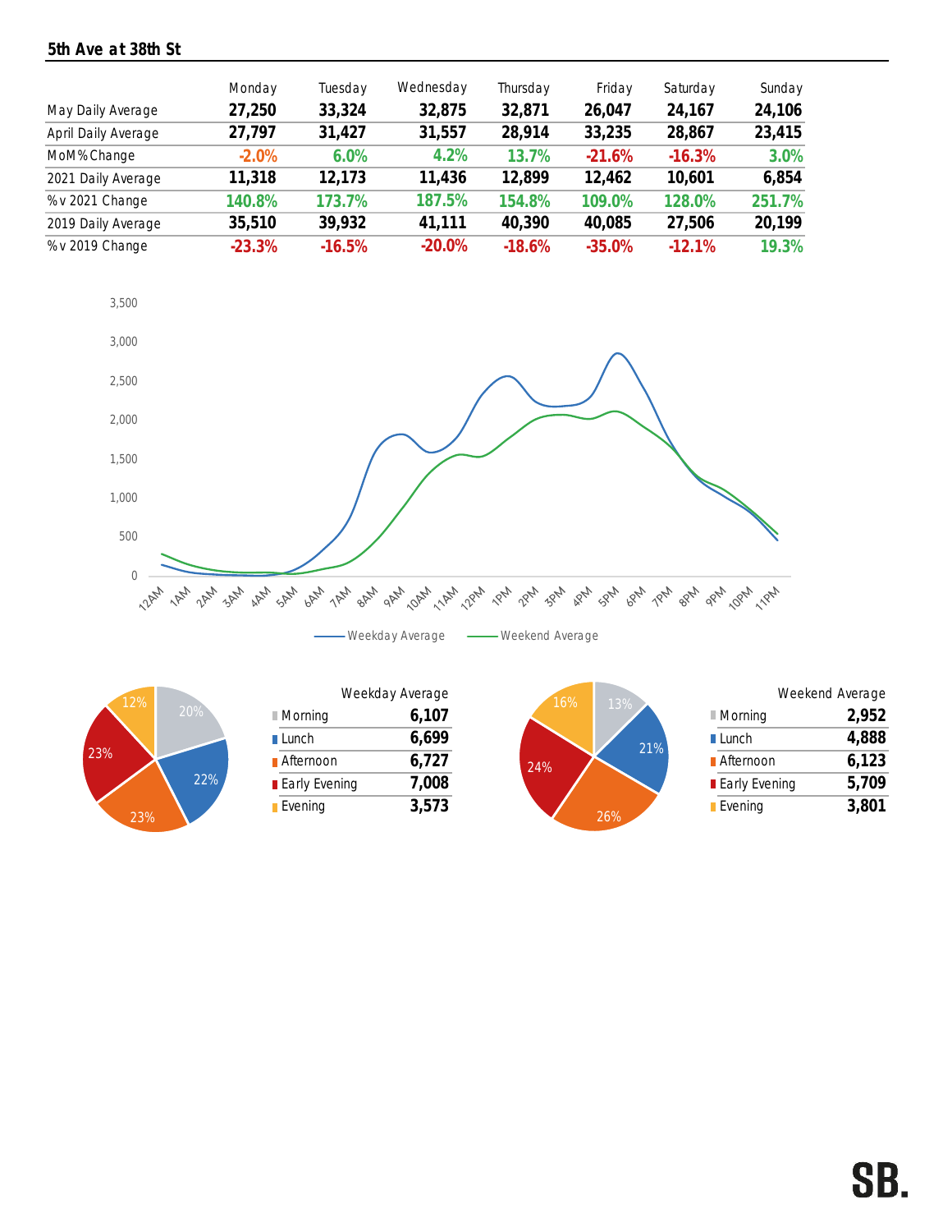## 5th Ave at 38th St

| | Monday | Tuesday | Wednesday | Thursday | Friday | Saturday | Sunday |
|---|---|---|---|---|---|---|---|
| May Daily Average | **27,250** | **33,324** | **32,875** | **32,871** | **26,047** | **24,167** | **24,106** |
| April Daily Average | **27,797** | **31,427** | **31,557** | **28,914** | **33,235** | **28,867** | **23,415** |
| MoM% Change | -2.0% | 6.0% | 4.2% | 13.7% | -21.6% | -16.3% | 3.0% |
| 2021 Daily Average | **11,318** | **12,173** | **11,436** | **12,899** | **12,462** | **10,601** | **6,854** |
| %v 2021 Change | 140.8% | 173.7% | 187.5% | 154.8% | 109.0% | 128.0% | 251.7% |
| 2019 Daily Average | **35,510** | **39,932** | **41,111** | **40,390** | **40,085** | **27,506** | **20,199** |
| %v 2019 Change | -23.3% | -16.5% | -20.0% | -18.6% | -35.0% | -12.1% | 19.3% |

| Weekday Average | |
|---|---|
| Morning | **6,107** |
| Lunch | **6,699** |
| Afternoon | **6,727** |
| Early Evening | **7,008** |
| Evening | **3,573** |

| Weekend Average | |
|---|---|
| Morning | **2,952** |
| Lunch | **4,888** |
| Afternoon | **6,123** |
| Early Evening | **5,709** |
| Evening | **3,801** |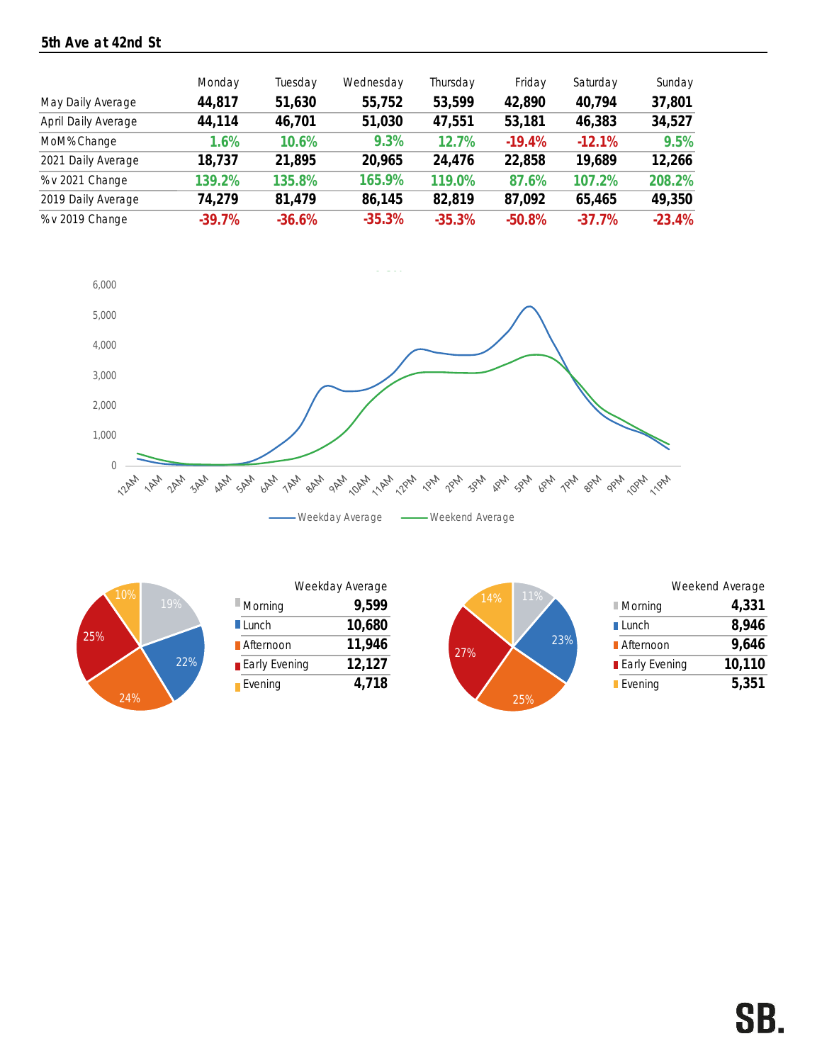## 5th Ave at 42nd St

| | Monday | Tuesday | Wednesday | Thursday | Friday | Saturday | Sunday |
|---|---|---|---|---|---|---|---|
| May Daily Average | 44,817 | 51,630 | 55,752 | 53,599 | 42,890 | 40,794 | 37,801 |
| April Daily Average | 44,114 | 46,701 | 51,030 | 47,551 | 53,181 | 46,383 | 34,527 |
| MoM% Change | 1.6% | 10.6% | 9.3% | 12.7% | -19.4% | -12.1% | 9.5% |
| 2021 Daily Average | 18,737 | 21,895 | 20,965 | 24,476 | 22,858 | 19,689 | 12,266 |
| % v 2021 Change | 139.2% | 135.8% | 165.9% | 119.0% | 87.6% | 107.2% | 208.2% |
| 2019 Daily Average | 74,279 | 81,479 | 86,145 | 82,819 | 87,092 | 65,465 | 49,350 |
| % v 2019 Change | -39.7% | -36.6% | -35.3% | -35.3% | -50.8% | -37.7% | -23.4% |

| Weekday Average | |
|---|---|
| Morning | 9,599 |
| Lunch | 10,680 |
| Afternoon | 11,946 |
| Early Evening | 12,127 |
| Evening | 4,718 |

| Weekend Average | |
|---|---|
| Morning | 4,331 |
| Lunch | 8,946 |
| Afternoon | 9,646 |
| Early Evening | 10,110 |
| Evening | 5,351 |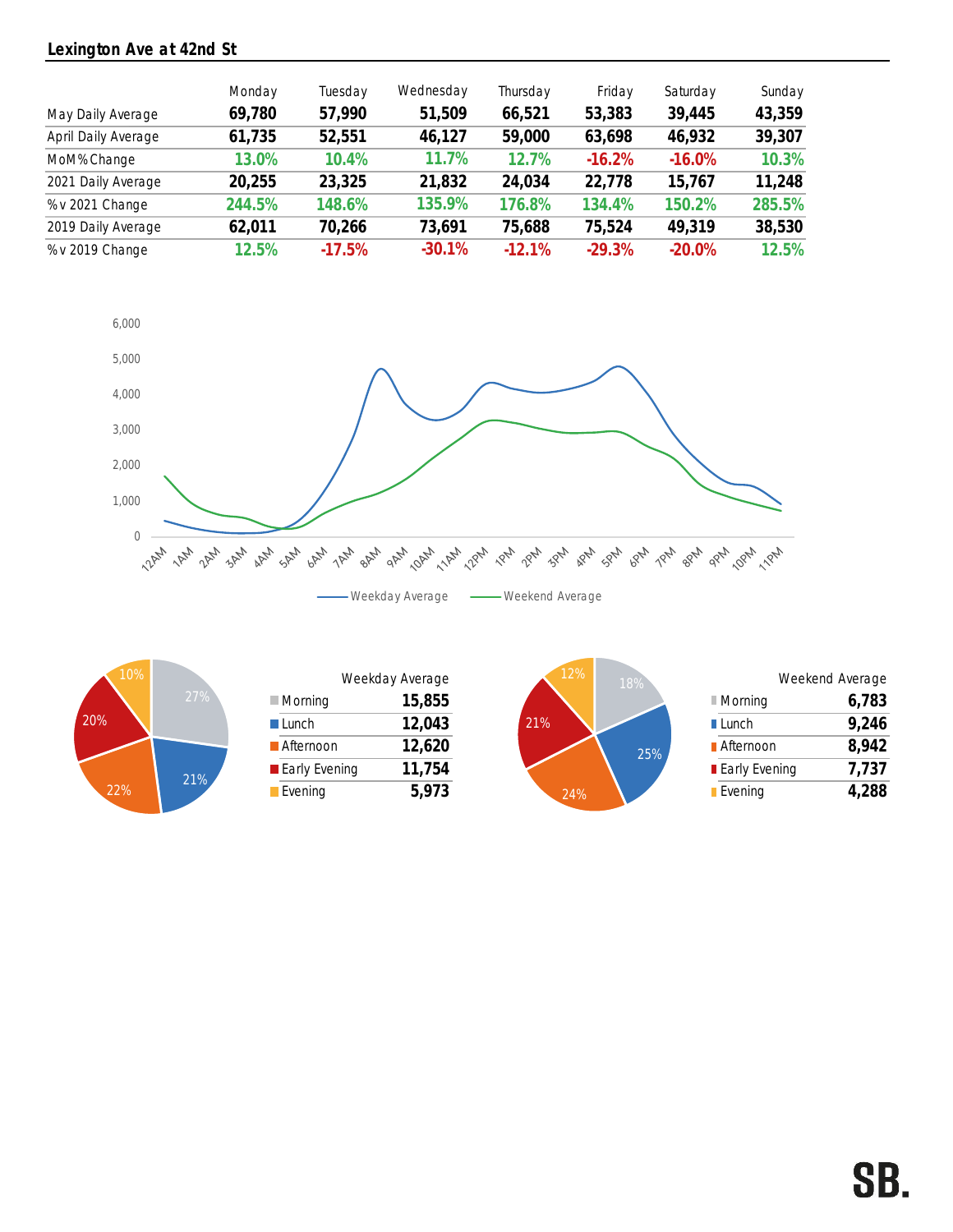## Lexington Ave at 42nd St

| | Monday | Tuesday | Wednesday | Thursday | Friday | Saturday | Sunday |
|---|---|---|---|---|---|---|---|
| May Daily Average | **69,780** | **57,990** | **51,509** | **66,521** | **53,383** | **39,445** | **43,359** |
| April Daily Average | **61,735** | **52,551** | **46,127** | **59,000** | **63,698** | **46,932** | **39,307** |
| MoM% Change | 13.0% | 10.4% | 11.7% | 12.7% | -16.2% | -16.0% | 10.3% |
| 2021 Daily Average | **20,255** | **23,325** | **21,832** | **24,034** | **22,778** | **15,767** | **11,248** |
| %v 2021 Change | 244.5% | 148.6% | 135.9% | 176.8% | 134.4% | 150.2% | 285.5% |
| 2019 Daily Average | **62,011** | **70,266** | **73,691** | **75,688** | **75,524** | **49,319** | **38,530** |
| %v 2019 Change | 12.5% | -17.5% | -30.1% | -12.1% | -29.3% | -20.0% | 12.5% |

| Weekday Average | |
|---|---|
| Morning | **15,855** |
| Lunch | **12,043** |
| Afternoon | **12,620** |
| Early Evening | **11,754** |
| Evening | **5,973** |

| Weekend Average | |
|---|---|
| Morning | **6,783** |
| Lunch | **9,246** |
| Afternoon | **8,942** |
| Early Evening | **7,737** |
| Evening | **4,288** |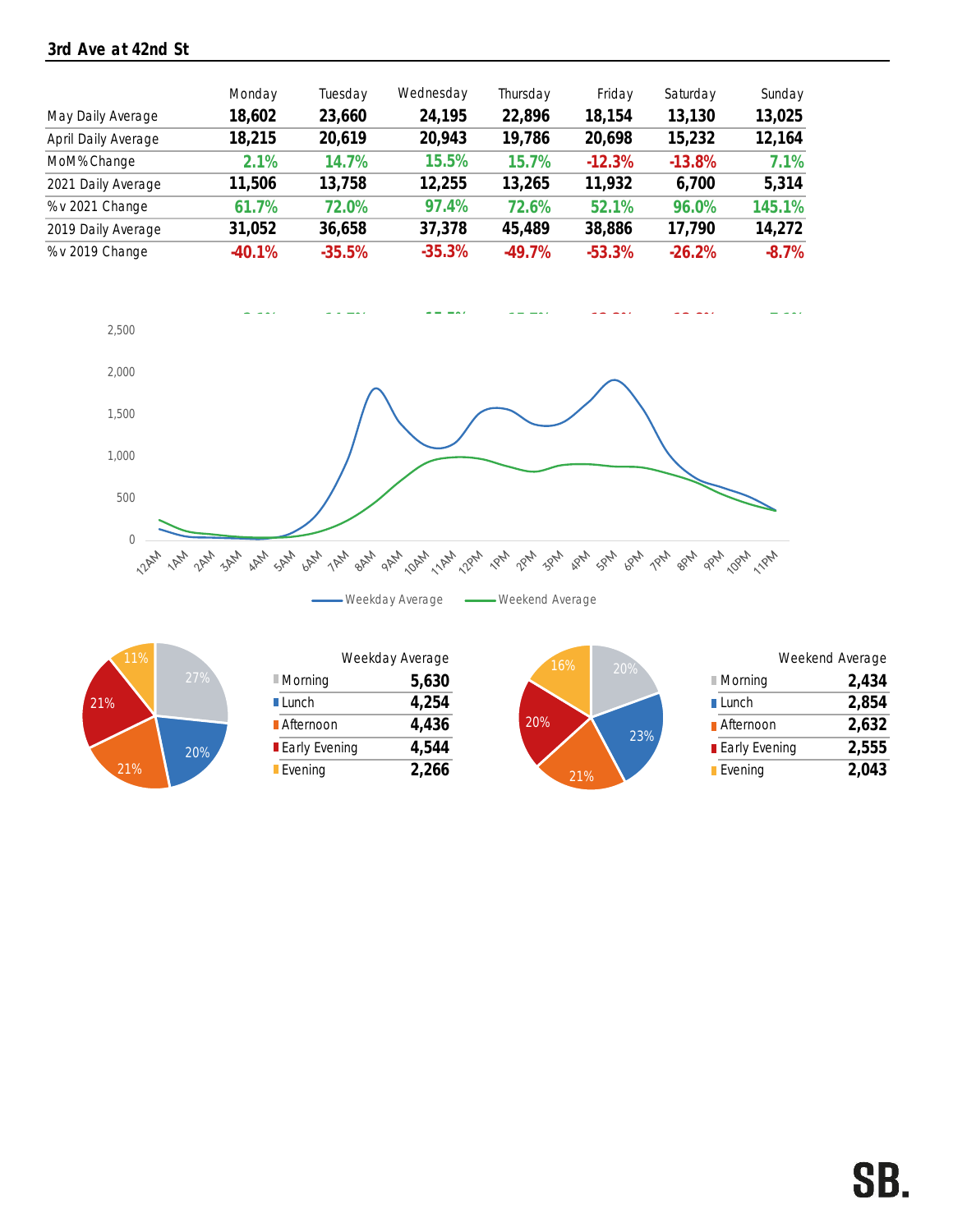## 3rd Ave at 42nd St

| | Monday | Tuesday | Wednesday | Thursday | Friday | Saturday | Sunday |
|---|---|---|---|---|---|---|---|
| May Daily Average | **18,602** | **23,660** | **24,195** | **22,896** | **18,154** | **13,130** | **13,025** |
| April Daily Average | **18,215** | **20,619** | **20,943** | **19,786** | **20,698** | **15,232** | **12,164** |
| MoM% Change | 2.1% | 14.7% | 15.5% | 15.7% | -12.3% | -13.8% | 7.1% |
| 2021 Daily Average | **11,506** | **13,758** | **12,255** | **13,265** | **11,932** | **6,700** | **5,314** |
| % v 2021 Change | 61.7% | 72.0% | 97.4% | 72.6% | 52.1% | 96.0% | 145.1% |
| 2019 Daily Average | **31,052** | **36,658** | **37,378** | **45,489** | **38,886** | **17,790** | **14,272** |
| % v 2019 Change | -40.1% | -35.5% | -35.3% | -49.7% | -53.3% | -26.2% | -8.7% |

| Weekday Average | |
|---|---|
| Morning | **5,630** |
| Lunch | **4,254** |
| Afternoon | **4,436** |
| Early Evening | **4,544** |
| Evening | **2,266** |

| Weekend Average | |
|---|---|
| Morning | **2,434** |
| Lunch | **2,854** |
| Afternoon | **2,632** |
| Early Evening | **2,555** |
| Evening | **2,043** |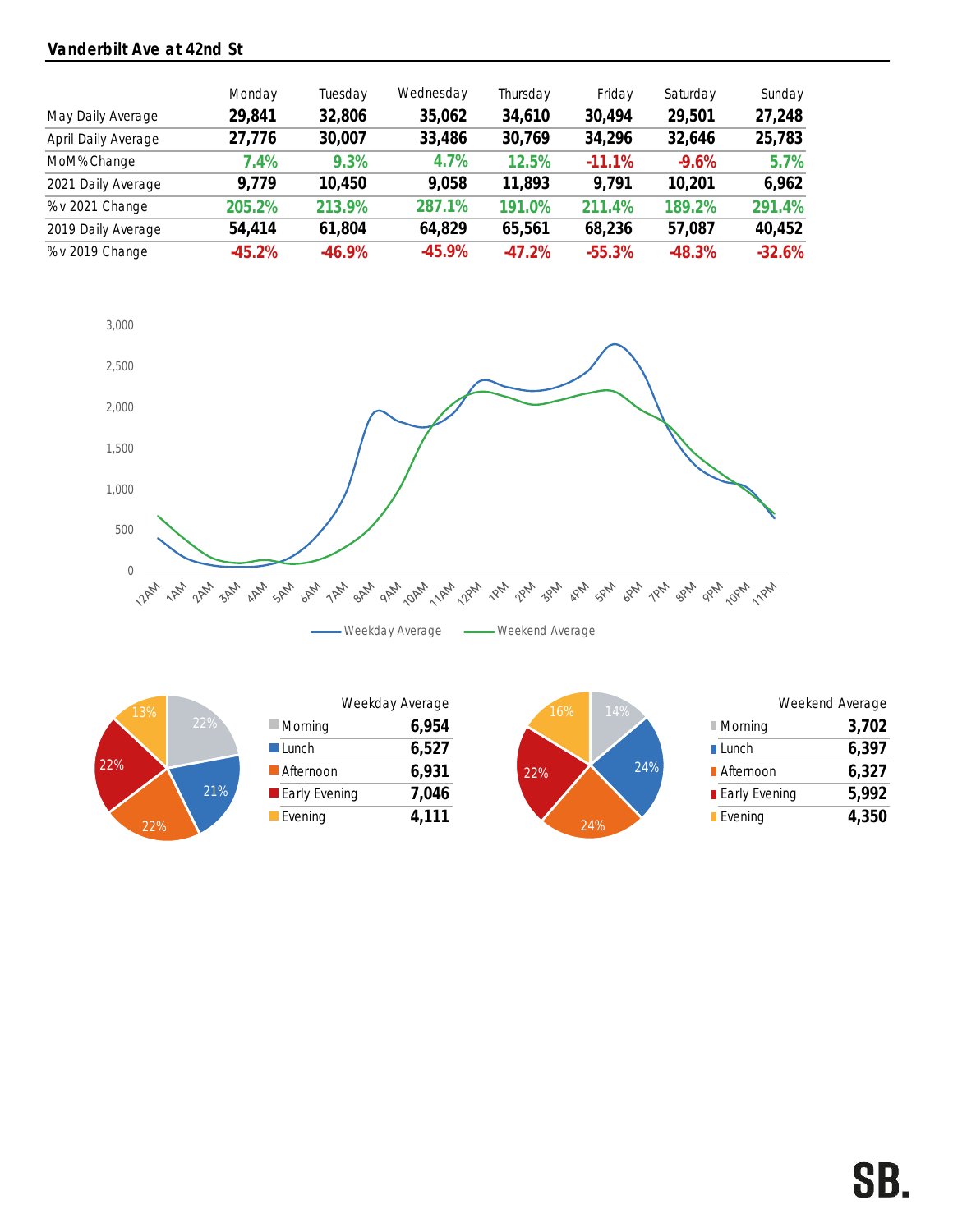## Vanderbilt Ave at 42nd St

| | Monday | Tuesday | Wednesday | Thursday | Friday | Saturday | Sunday |
|---|---|---|---|---|---|---|---|
| May Daily Average | 29,841 | 32,806 | 35,062 | 34,610 | 30,494 | 29,501 | 27,248 |
| April Daily Average | 27,776 | 30,007 | 33,486 | 30,769 | 34,296 | 32,646 | 25,783 |
| MoM% Change | 7.4% | 9.3% | 4.7% | 12.5% | -11.1% | -9.6% | 5.7% |
| 2021 Daily Average | 9,779 | 10,450 | 9,058 | 11,893 | 9,791 | 10,201 | 6,962 |
| % v 2021 Change | 205.2% | 213.9% | 287.1% | 191.0% | 211.4% | 189.2% | 291.4% |
| 2019 Daily Average | 54,414 | 61,804 | 64,829 | 65,561 | 68,236 | 57,087 | 40,452 |
| % v 2019 Change | -45.2% | -46.9% | -45.9% | -47.2% | -55.3% | -48.3% | -32.6% |

| Weekday Average | |
|---|---|
| Morning | 6,954 |
| Lunch | 6,527 |
| Afternoon | 6,931 |
| Early Evening | 7,046 |
| Evening | 4,111 |

| Weekend Average | |
|---|---|
| Morning | 3,702 |
| Lunch | 6,397 |
| Afternoon | 6,327 |
| Early Evening | 5,992 |
| Evening | 4,350 |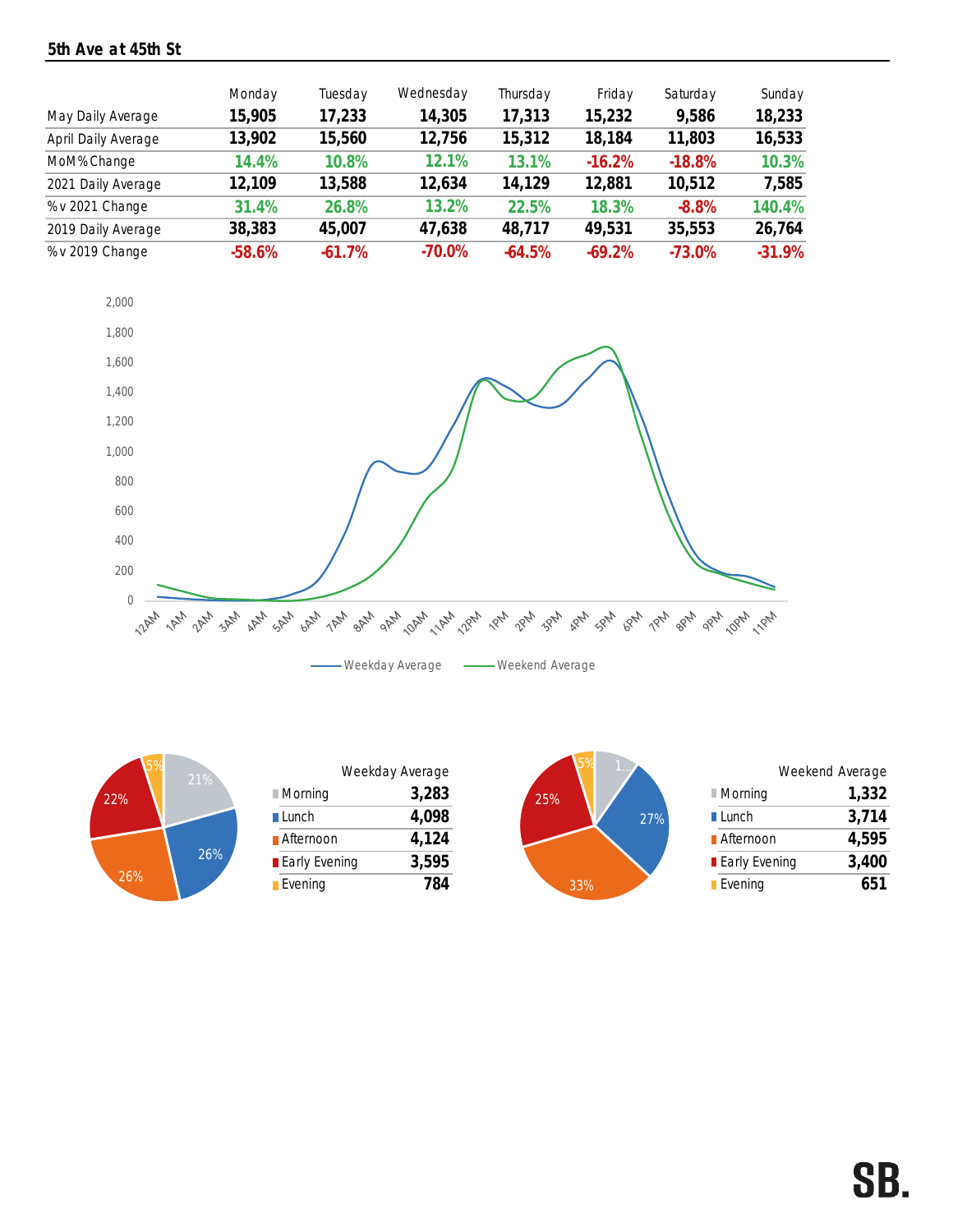## 5th Ave at 45th St

| | Monday | Tuesday | Wednesday | Thursday | Friday | Saturday | Sunday |
|---|---|---|---|---|---|---|---|
| May Daily Average | **15,905** | **17,233** | **14,305** | **17,313** | **15,232** | **9,586** | **18,233** |
| April Daily Average | **13,902** | **15,560** | **12,756** | **15,312** | **18,184** | **11,803** | **16,533** |
| MoM% Change | 14.4% | 10.8% | 12.1% | 13.1% | -16.2% | -18.8% | 10.3% |
| 2021 Daily Average | **12,109** | **13,588** | **12,634** | **14,129** | **12,881** | **10,512** | **7,585** |
| % v 2021 Change | 31.4% | 26.8% | 13.2% | 22.5% | 18.3% | -8.8% | 140.4% |
| 2019 Daily Average | **38,383** | **45,007** | **47,638** | **48,717** | **49,531** | **35,553** | **26,764** |
| % v 2019 Change | -58.6% | -61.7% | -70.0% | -64.5% | -69.2% | -73.0% | -31.9% |

| Weekday Average | |
|---|---|
| Morning | **3,283** |
| Lunch | **4,098** |
| Afternoon | **4,124** |
| Early Evening | **3,595** |
| Evening | **784** |

| Weekend Average | |
|---|---|
| Morning | **1,332** |
| Lunch | **3,714** |
| Afternoon | **4,595** |
| Early Evening | **3,400** |
| Evening | **651** |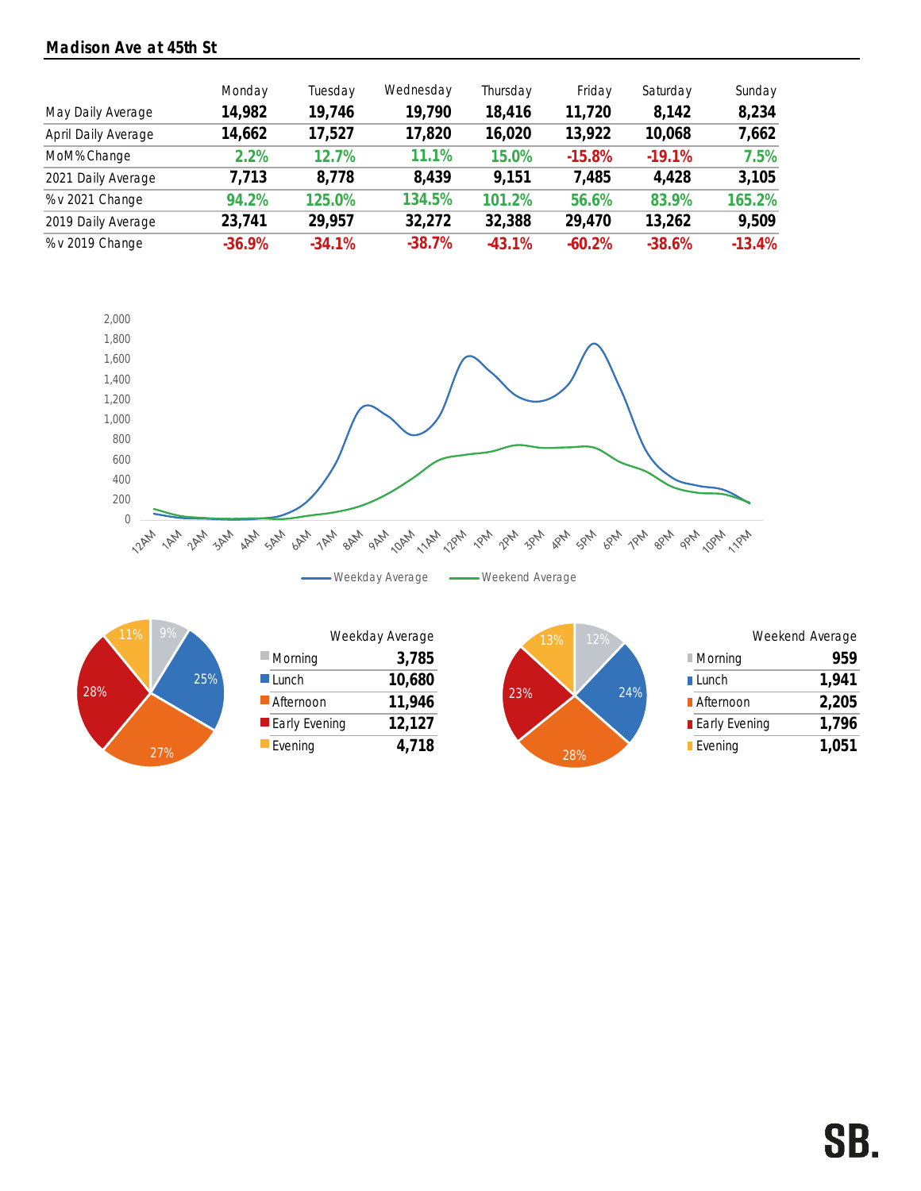## Madison Ave at 45th St

| | Monday | Tuesday | Wednesday | Thursday | Friday | Saturday | Sunday |
|---|---|---|---|---|---|---|---|
| May Daily Average | 14,982 | 19,746 | 19,790 | 18,416 | 11,720 | 8,142 | 8,234 |
| April Daily Average | 14,662 | 17,527 | 17,820 | 16,020 | 13,922 | 10,068 | 7,662 |
| MoM% Change | 2.2% | 12.7% | 11.1% | 15.0% | -15.8% | -19.1% | 7.5% |
| 2021 Daily Average | 7,713 | 8,778 | 8,439 | 9,151 | 7,485 | 4,428 | 3,105 |
| % v 2021 Change | 94.2% | 125.0% | 134.5% | 101.2% | 56.6% | 83.9% | 165.2% |
| 2019 Daily Average | 23,741 | 29,957 | 32,272 | 32,388 | 29,470 | 13,262 | 9,509 |
| % v 2019 Change | -36.9% | -34.1% | -38.7% | -43.1% | -60.2% | -38.6% | -13.4% |

| Weekday Average | |
|---|---|
| Morning | 3,785 |
| Lunch | 10,680 |
| Afternoon | 11,946 |
| Early Evening | 12,127 |
| Evening | 4,718 |

| Weekend Average | |
|---|---|
| Morning | 959 |
| Lunch | 1,941 |
| Afternoon | 2,205 |
| Early Evening | 1,796 |
| Evening | 1,051 |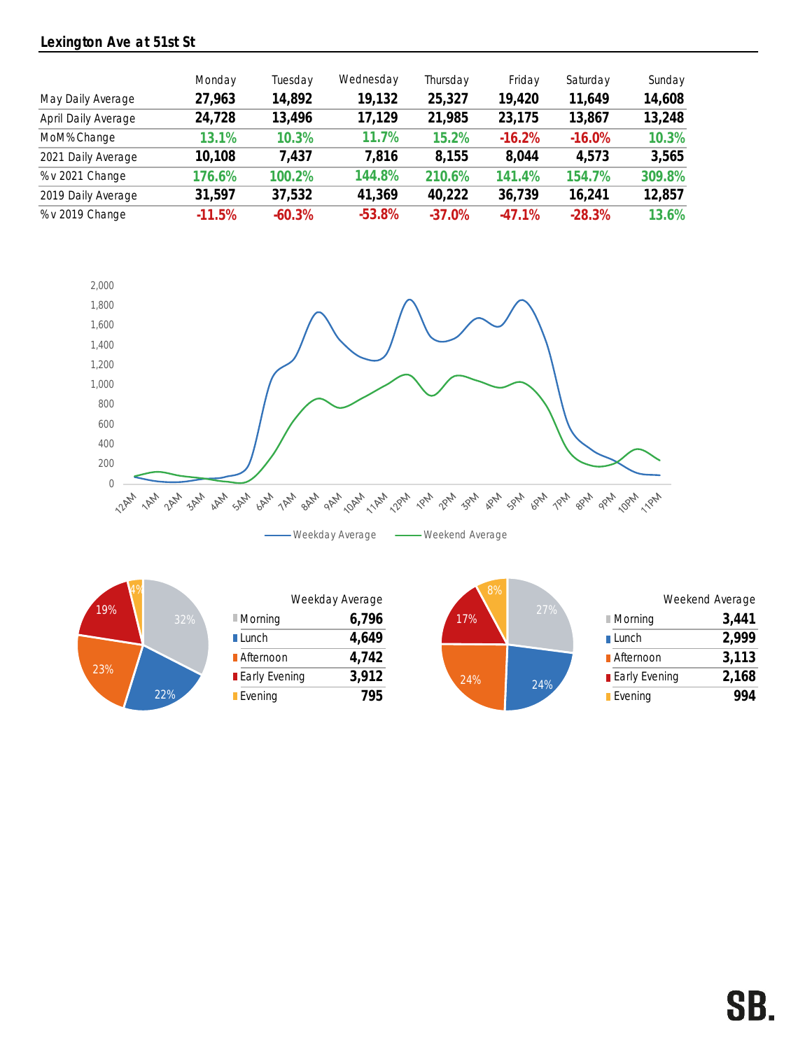## Lexington Ave at 51st St

| | Monday | Tuesday | Wednesday | Thursday | Friday | Saturday | Sunday |
|---|---|---|---|---|---|---|---|
| May Daily Average | 27,963 | 14,892 | 19,132 | 25,327 | 19,420 | 11,649 | 14,608 |
| April Daily Average | 24,728 | 13,496 | 17,129 | 21,985 | 23,175 | 13,867 | 13,248 |
| MoM% Change | 13.1% | 10.3% | 11.7% | 15.2% | -16.2% | -16.0% | 10.3% |
| 2021 Daily Average | 10,108 | 7,437 | 7,816 | 8,155 | 8,044 | 4,573 | 3,565 |
| % v 2021 Change | 176.6% | 100.2% | 144.8% | 210.6% | 141.4% | 154.7% | 309.8% |
| 2019 Daily Average | 31,597 | 37,532 | 41,369 | 40,222 | 36,739 | 16,241 | 12,857 |
| % v 2019 Change | -11.5% | -60.3% | -53.8% | -37.0% | -47.1% | -28.3% | 13.6% |

| Weekday Average | |
|---|---|
| Morning | 6,796 |
| Lunch | 4,649 |
| Afternoon | 4,742 |
| Early Evening | 3,912 |
| Evening | 795 |

| Weekend Average | |
|---|---|
| Morning | 3,441 |
| Lunch | 2,999 |
| Afternoon | 3,113 |
| Early Evening | 2,168 |
| Evening | 994 |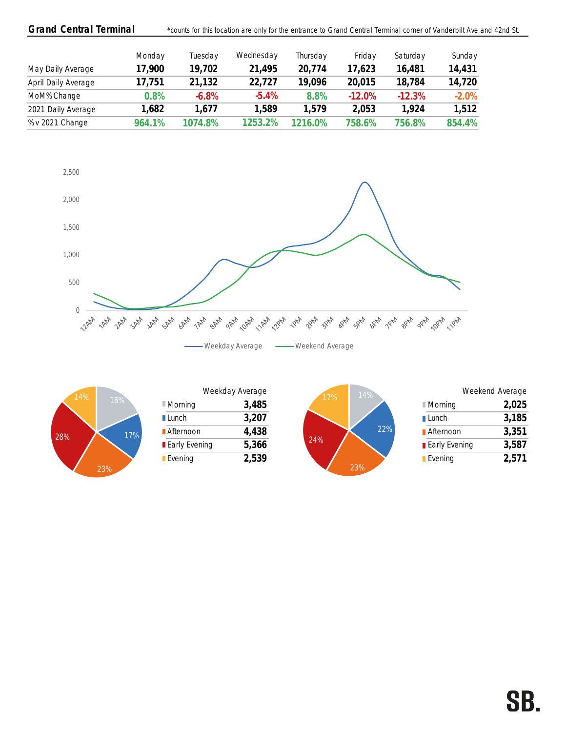## Grand Central Terminal

*counts for this location are only for the entrance to Grand Central Terminal corner of Vanderbilt Ave and 42nd St.

| | Monday | Tuesday | Wednesday | Thursday | Friday | Saturday | Sunday |
|---|---|---|---|---|---|---|---|
| May Daily Average | 17,900 | 19,702 | 21,495 | 20,774 | 17,623 | 16,481 | 14,431 |
| April Daily Average | 17,751 | 21,132 | 22,727 | 19,096 | 20,015 | 18,784 | 14,720 |
| MoM% Change | 0.8% | -6.8% | -5.4% | 8.8% | -12.0% | -12.3% | -2.0% |
| 2021 Daily Average | 1,682 | 1,677 | 1,589 | 1,579 | 2,053 | 1,924 | 1,512 |
| % v 2021 Change | 964.1% | 1074.8% | 1253.2% | 1216.0% | 758.6% | 756.8% | 854.4% |

| Weekday Average | |
|---|---|
| Morning | 3,485 |
| Lunch | 3,207 |
| Afternoon | 4,438 |
| Early Evening | 5,366 |
| Evening | 2,539 |

| Weekend Average | |
|---|---|
| Morning | 2,025 |
| Lunch | 3,185 |
| Afternoon | 3,351 |
| Early Evening | 3,587 |
| Evening | 2,571 |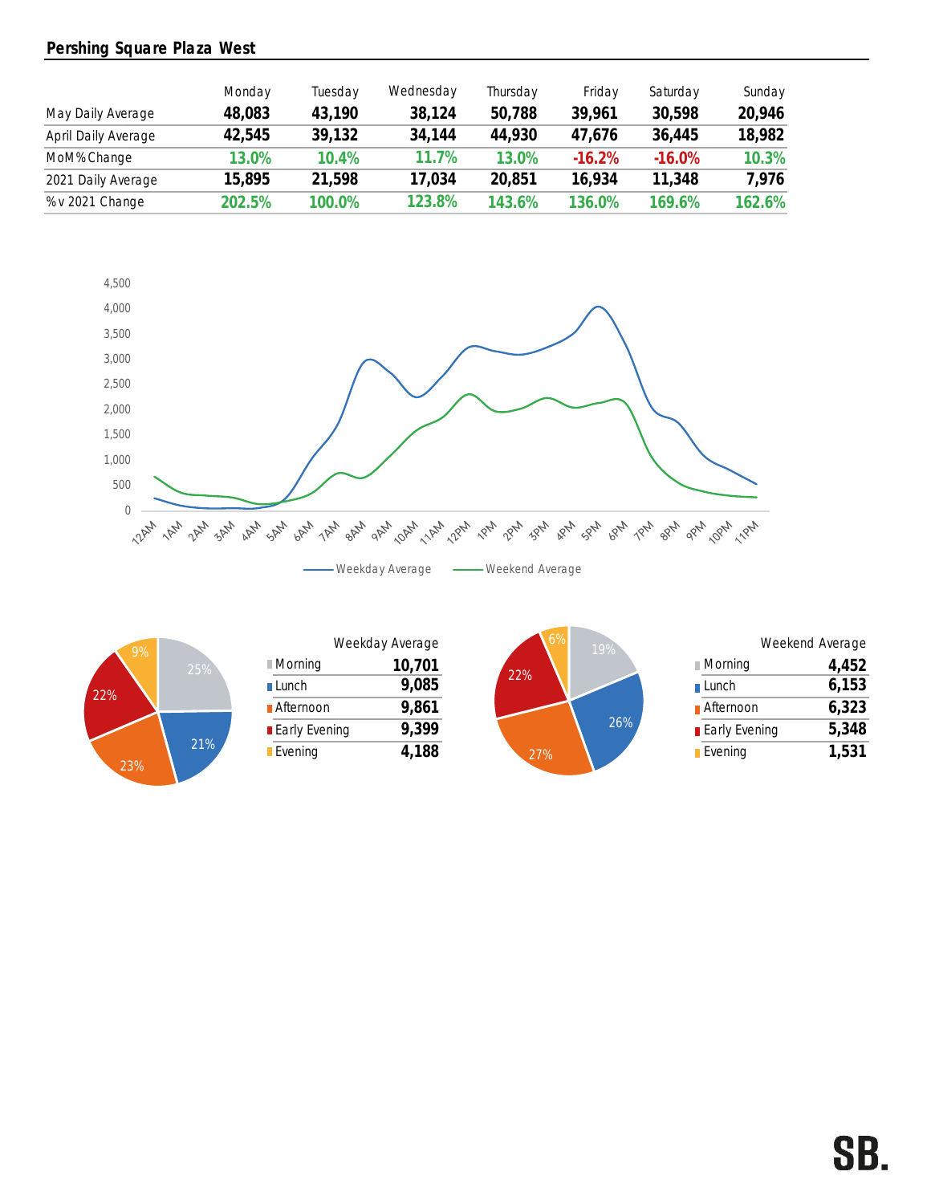## Pershing Square Plaza West

| | Monday | Tuesday | Wednesday | Thursday | Friday | Saturday | Sunday |
|---|---|---|---|---|---|---|---|
| May Daily Average | 48,083 | 43,190 | 38,124 | 50,788 | 39,961 | 30,598 | 20,946 |
| April Daily Average | 42,545 | 39,132 | 34,144 | 44,930 | 47,676 | 36,445 | 18,982 |
| MoM% Change | 13.0% | 10.4% | 11.7% | 13.0% | -16.2% | -16.0% | 10.3% |
| 2021 Daily Average | 15,895 | 21,598 | 17,034 | 20,851 | 16,934 | 11,348 | 7,976 |
| % v 2021 Change | 202.5% | 100.0% | 123.8% | 143.6% | 136.0% | 169.6% | 162.6% |

Weekday Average — Weekend Average

| Weekday Average | |
|---|---|
| Morning | 10,701 |
| Lunch | 9,085 |
| Afternoon | 9,861 |
| Early Evening | 9,399 |
| Evening | 4,188 |

| Weekend Average | |
|---|---|
| Morning | 4,452 |
| Lunch | 6,153 |
| Afternoon | 6,323 |
| Early Evening | 5,348 |
| Evening | 1,531 |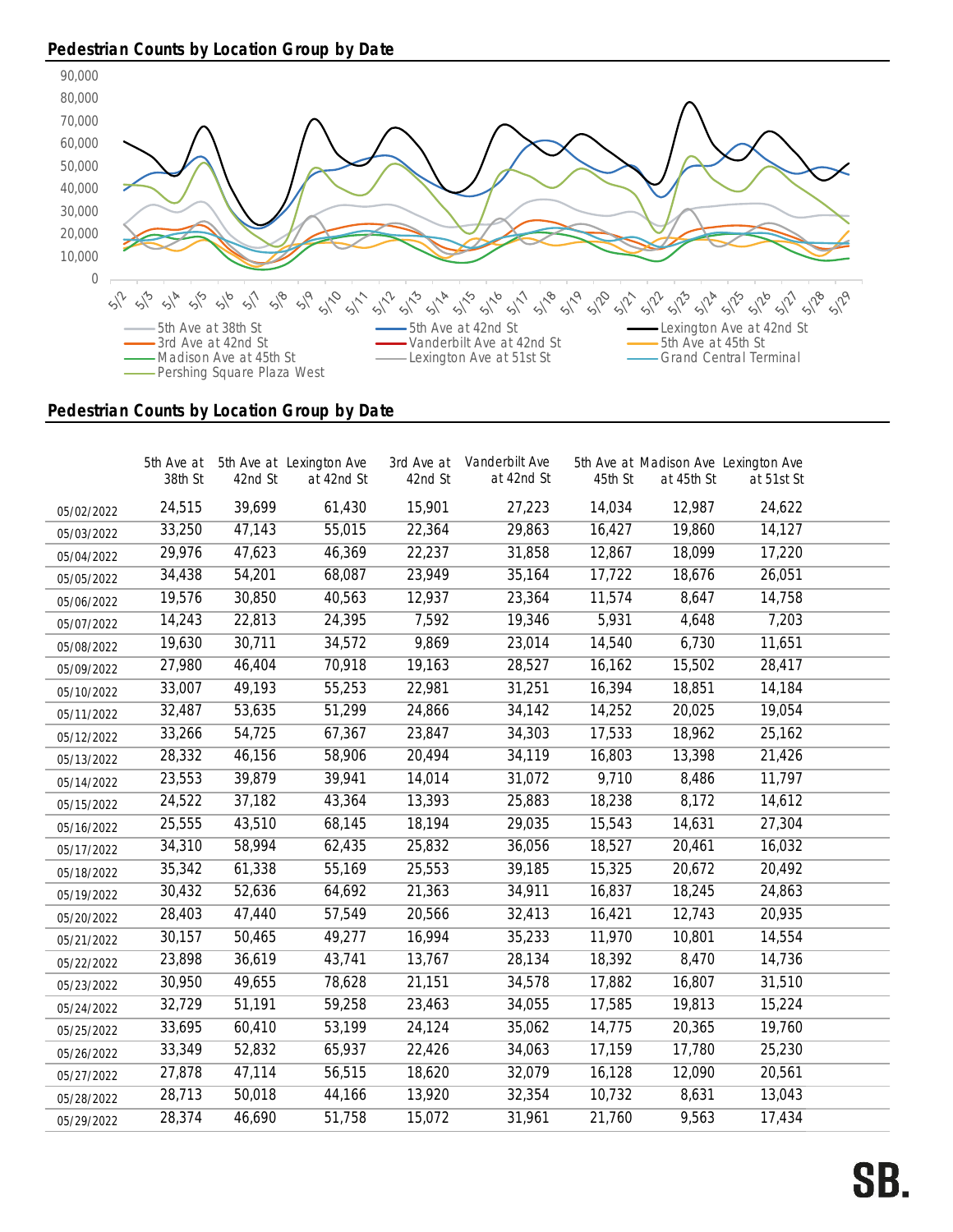## Pedestrian Counts by Location Group by Date

90,000
80,000
70,000
60,000
50,000
40,000
30,000
20,000
10,000
0

5/2 5/3 5/4 5/5 5/6 5/7 5/8 5/9 5/10 5/11 5/12 5/13 5/14 5/15 5/16 5/17 5/18 5/19 5/20 5/21 5/22 5/23 5/24 5/25 5/26 5/27 5/28 5/29

5th Ave at 38th St — 5th Ave at 42nd St — Lexington Ave at 42nd St — 3rd Ave at 42nd St — Vanderbilt Ave at 42nd St — 5th Ave at 45th St — Madison Ave at 45th St — Lexington Ave at 51st St — Grand Central Terminal — Pershing Square Plaza West

## Pedestrian Counts by Location Group by Date

| | 5th Ave at 38th St | 5th Ave at 42nd St | Lexington Ave at 42nd St | 3rd Ave at 42nd St | Vanderbilt Ave at 42nd St | 5th Ave at 45th St | Madison Ave at 45th St | Lexington Ave at 51st St |
|---|---|---|---|---|---|---|---|---|
| 05/02/2022 | 24,515 | 39,699 | 61,430 | 15,901 | 27,223 | 14,034 | 12,987 | 24,622 |
| 05/03/2022 | 33,250 | 47,143 | 55,015 | 22,364 | 29,863 | 16,427 | 19,860 | 14,127 |
| 05/04/2022 | 29,976 | 47,623 | 46,369 | 22,237 | 31,858 | 12,867 | 18,099 | 17,220 |
| 05/05/2022 | 34,438 | 54,201 | 68,087 | 23,949 | 35,164 | 17,722 | 18,676 | 26,051 |
| 05/06/2022 | 19,576 | 30,850 | 40,563 | 12,937 | 23,364 | 11,574 | 8,647 | 14,758 |
| 05/07/2022 | 14,243 | 22,813 | 24,395 | 7,592 | 19,346 | 5,931 | 4,648 | 7,203 |
| 05/08/2022 | 19,630 | 30,711 | 34,572 | 9,869 | 23,014 | 14,540 | 6,730 | 11,651 |
| 05/09/2022 | 27,980 | 46,404 | 70,918 | 19,163 | 28,527 | 16,162 | 15,502 | 28,417 |
| 05/10/2022 | 33,007 | 49,193 | 55,253 | 22,981 | 31,251 | 16,394 | 18,851 | 14,184 |
| 05/11/2022 | 32,487 | 53,635 | 51,299 | 24,866 | 34,142 | 14,252 | 20,025 | 19,054 |
| 05/12/2022 | 33,266 | 54,725 | 67,367 | 23,847 | 34,303 | 17,533 | 18,962 | 25,162 |
| 05/13/2022 | 28,332 | 46,156 | 58,906 | 20,494 | 34,119 | 16,803 | 13,398 | 21,426 |
| 05/14/2022 | 23,553 | 39,879 | 39,941 | 14,014 | 31,072 | 9,710 | 8,486 | 11,797 |
| 05/15/2022 | 24,522 | 37,182 | 43,364 | 13,393 | 25,883 | 18,238 | 8,172 | 14,612 |
| 05/16/2022 | 25,555 | 43,510 | 68,145 | 18,194 | 29,035 | 15,543 | 14,631 | 27,304 |
| 05/17/2022 | 34,310 | 58,994 | 62,435 | 25,832 | 36,056 | 18,527 | 20,461 | 16,032 |
| 05/18/2022 | 35,342 | 61,338 | 55,169 | 25,553 | 39,185 | 15,325 | 20,672 | 20,492 |
| 05/19/2022 | 30,432 | 52,636 | 64,692 | 21,363 | 34,911 | 16,837 | 18,245 | 24,863 |
| 05/20/2022 | 28,403 | 47,440 | 57,549 | 20,566 | 32,413 | 16,421 | 12,743 | 20,935 |
| 05/21/2022 | 30,157 | 50,465 | 49,277 | 16,994 | 35,233 | 11,970 | 10,801 | 14,554 |
| 05/22/2022 | 23,898 | 36,619 | 43,741 | 13,767 | 28,134 | 18,392 | 8,470 | 14,736 |
| 05/23/2022 | 30,950 | 49,655 | 78,628 | 21,151 | 34,578 | 17,882 | 16,807 | 31,510 |
| 05/24/2022 | 32,729 | 51,191 | 59,258 | 23,463 | 34,055 | 17,585 | 19,813 | 15,224 |
| 05/25/2022 | 33,695 | 60,410 | 53,199 | 24,124 | 35,062 | 14,775 | 20,365 | 19,760 |
| 05/26/2022 | 33,349 | 52,832 | 65,937 | 22,426 | 34,063 | 17,159 | 17,780 | 25,230 |
| 05/27/2022 | 27,878 | 47,114 | 56,515 | 18,620 | 32,079 | 16,128 | 12,090 | 20,561 |
| 05/28/2022 | 28,713 | 50,018 | 44,166 | 13,920 | 32,354 | 10,732 | 8,631 | 13,043 |
| 05/29/2022 | 28,374 | 46,690 | 51,758 | 15,072 | 31,961 | 21,760 | 9,563 | 17,434 |

SB.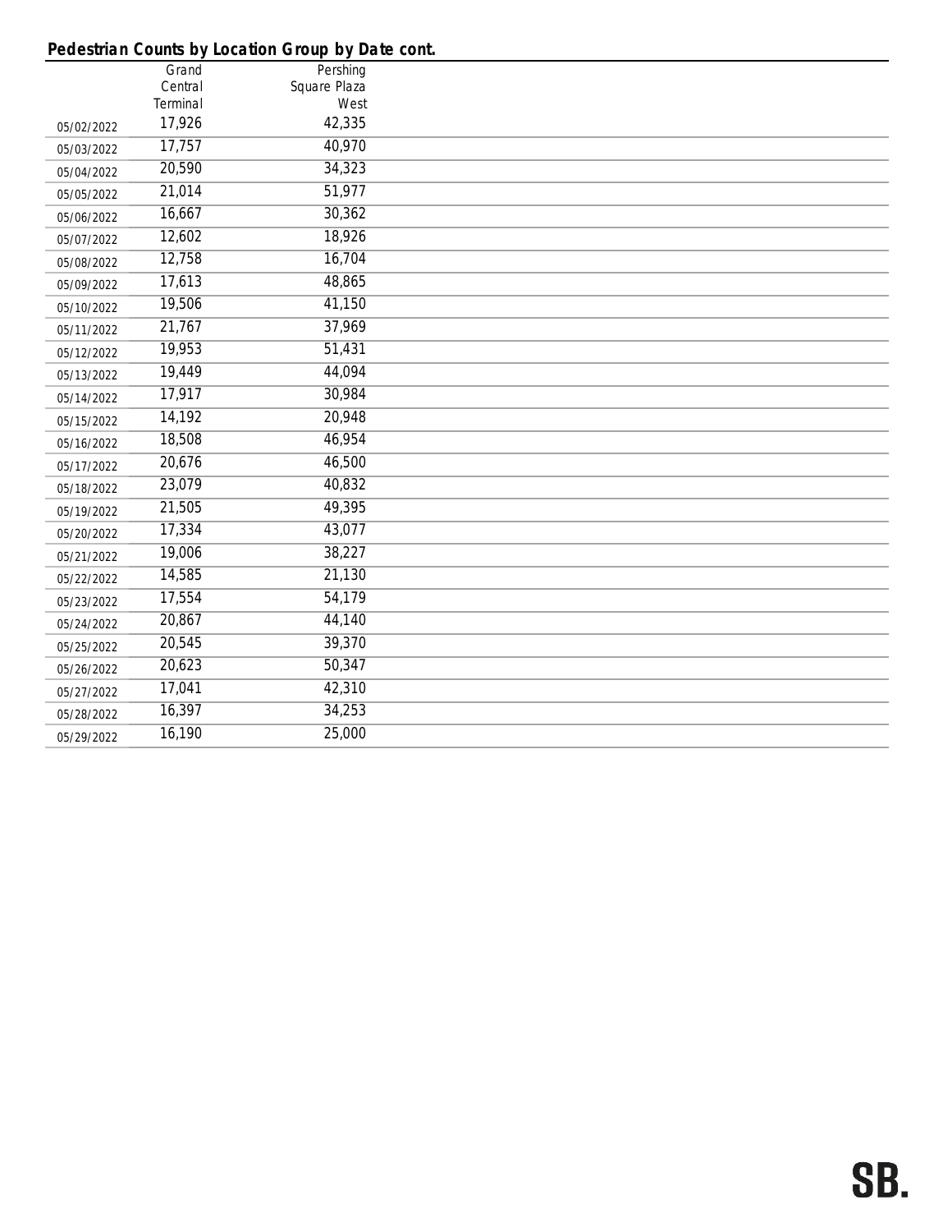## Pedestrian Counts by Location Group by Date cont.

| | Grand Central Terminal | Pershing Square Plaza West |
|---|---|---|
| 05/02/2022 | 17,926 | 42,335 |
| 05/03/2022 | 17,757 | 40,970 |
| 05/04/2022 | 20,590 | 34,323 |
| 05/05/2022 | 21,014 | 51,977 |
| 05/06/2022 | 16,667 | 30,362 |
| 05/07/2022 | 12,602 | 18,926 |
| 05/08/2022 | 12,758 | 16,704 |
| 05/09/2022 | 17,613 | 48,865 |
| 05/10/2022 | 19,506 | 41,150 |
| 05/11/2022 | 21,767 | 37,969 |
| 05/12/2022 | 19,953 | 51,431 |
| 05/13/2022 | 19,449 | 44,094 |
| 05/14/2022 | 17,917 | 30,984 |
| 05/15/2022 | 14,192 | 20,948 |
| 05/16/2022 | 18,508 | 46,954 |
| 05/17/2022 | 20,676 | 46,500 |
| 05/18/2022 | 23,079 | 40,832 |
| 05/19/2022 | 21,505 | 49,395 |
| 05/20/2022 | 17,334 | 43,077 |
| 05/21/2022 | 19,006 | 38,227 |
| 05/22/2022 | 14,585 | 21,130 |
| 05/23/2022 | 17,554 | 54,179 |
| 05/24/2022 | 20,867 | 44,140 |
| 05/25/2022 | 20,545 | 39,370 |
| 05/26/2022 | 20,623 | 50,347 |
| 05/27/2022 | 17,041 | 42,310 |
| 05/28/2022 | 16,397 | 34,253 |
| 05/29/2022 | 16,190 | 25,000 |